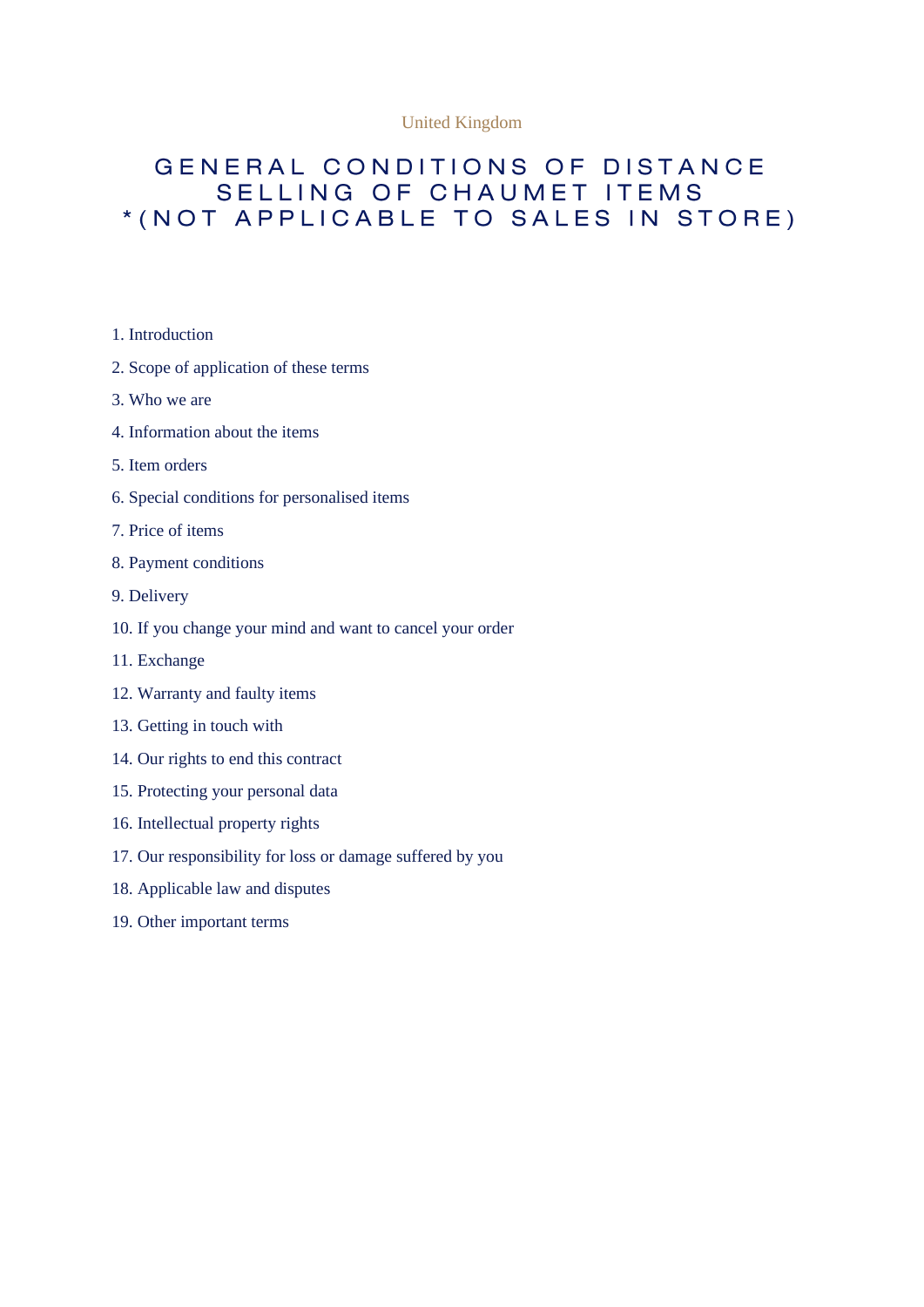United Kingdom

# GENERAL CONDITIONS OF DISTANCE SELLING OF CHAUMET ITEMS *(NOT APPLICABLE TO SALES IN STORE)

1. Introduction
2. Scope of application of these terms
3. Who we are
4. Information about the items
5. Item orders
6. Special conditions for personalised items
7. Price of items
8. Payment conditions
9. Delivery
10. If you change your mind and want to cancel your order
11. Exchange
12. Warranty and faulty items
13. Getting in touch with
14. Our rights to end this contract
15. Protecting your personal data
16. Intellectual property rights
17. Our responsibility for loss or damage suffered by you
18. Applicable law and disputes
19. Other important terms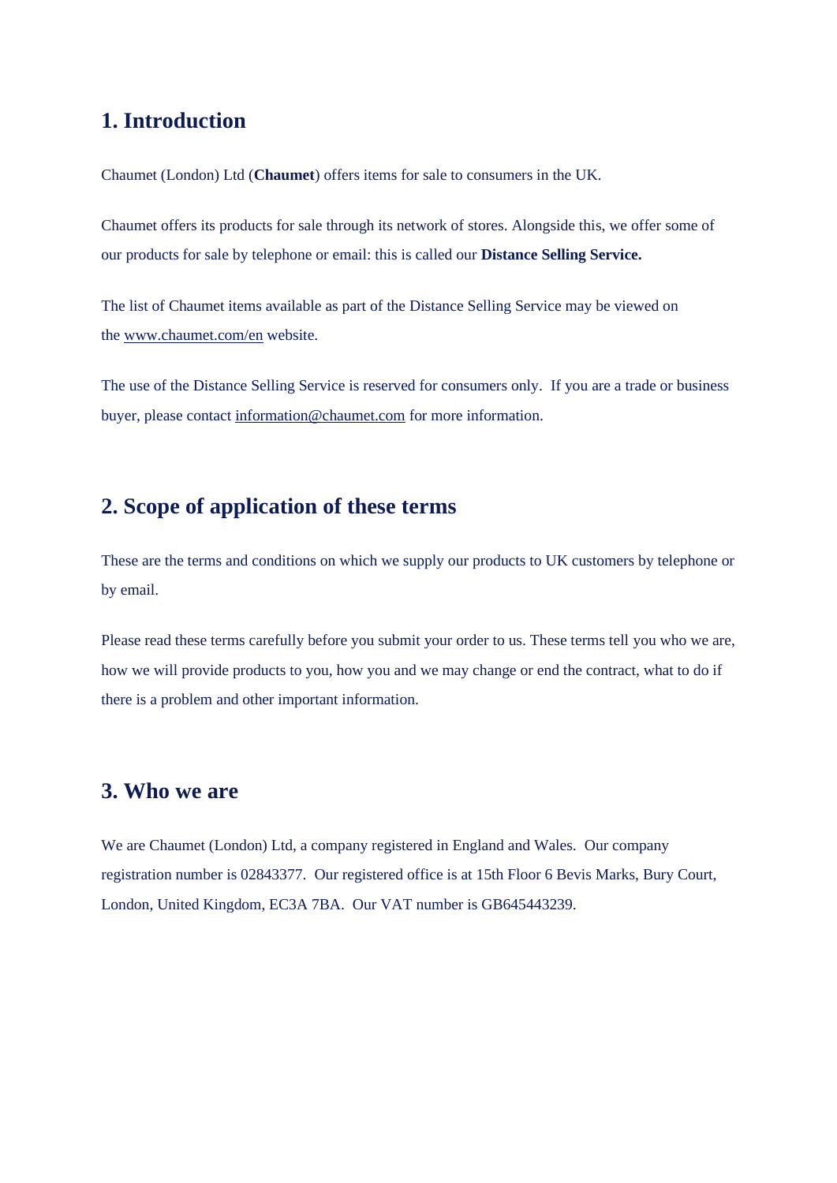## 1. Introduction

Chaumet (London) Ltd (**Chaumet**) offers items for sale to consumers in the UK.

Chaumet offers its products for sale through its network of stores. Alongside this, we offer some of our products for sale by telephone or email: this is called our **Distance Selling Service.**

The list of Chaumet items available as part of the Distance Selling Service may be viewed on the www.chaumet.com/en website.

The use of the Distance Selling Service is reserved for consumers only. If you are a trade or business buyer, please contact information@chaumet.com for more information.

## 2. Scope of application of these terms

These are the terms and conditions on which we supply our products to UK customers by telephone or by email.

Please read these terms carefully before you submit your order to us. These terms tell you who we are, how we will provide products to you, how you and we may change or end the contract, what to do if there is a problem and other important information.

## 3. Who we are

We are Chaumet (London) Ltd, a company registered in England and Wales. Our company registration number is 02843377. Our registered office is at 15th Floor 6 Bevis Marks, Bury Court, London, United Kingdom, EC3A 7BA. Our VAT number is GB645443239.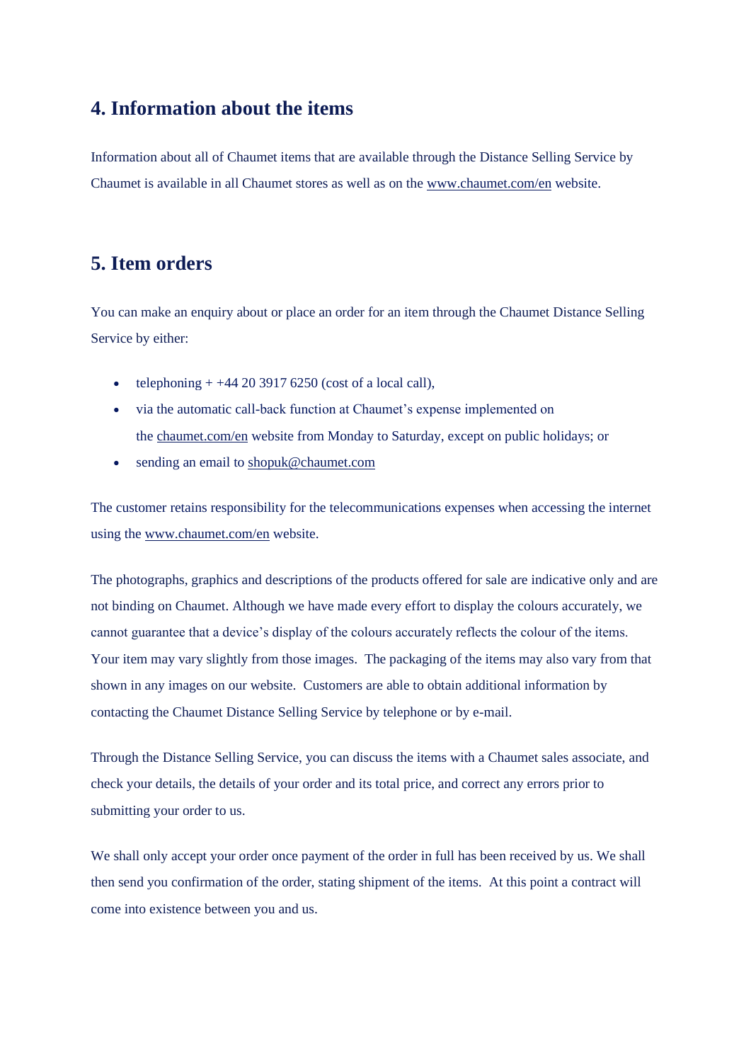## 4. Information about the items

Information about all of Chaumet items that are available through the Distance Selling Service by Chaumet is available in all Chaumet stores as well as on the www.chaumet.com/en website.

## 5. Item orders

You can make an enquiry about or place an order for an item through the Chaumet Distance Selling Service by either:

- telephoning + +44 20 3917 6250 (cost of a local call),
- via the automatic call-back function at Chaumet's expense implemented on the chaumet.com/en website from Monday to Saturday, except on public holidays; or
- sending an email to shopuk@chaumet.com

The customer retains responsibility for the telecommunications expenses when accessing the internet using the www.chaumet.com/en website.

The photographs, graphics and descriptions of the products offered for sale are indicative only and are not binding on Chaumet. Although we have made every effort to display the colours accurately, we cannot guarantee that a device's display of the colours accurately reflects the colour of the items. Your item may vary slightly from those images. The packaging of the items may also vary from that shown in any images on our website. Customers are able to obtain additional information by contacting the Chaumet Distance Selling Service by telephone or by e-mail.

Through the Distance Selling Service, you can discuss the items with a Chaumet sales associate, and check your details, the details of your order and its total price, and correct any errors prior to submitting your order to us.

We shall only accept your order once payment of the order in full has been received by us. We shall then send you confirmation of the order, stating shipment of the items. At this point a contract will come into existence between you and us.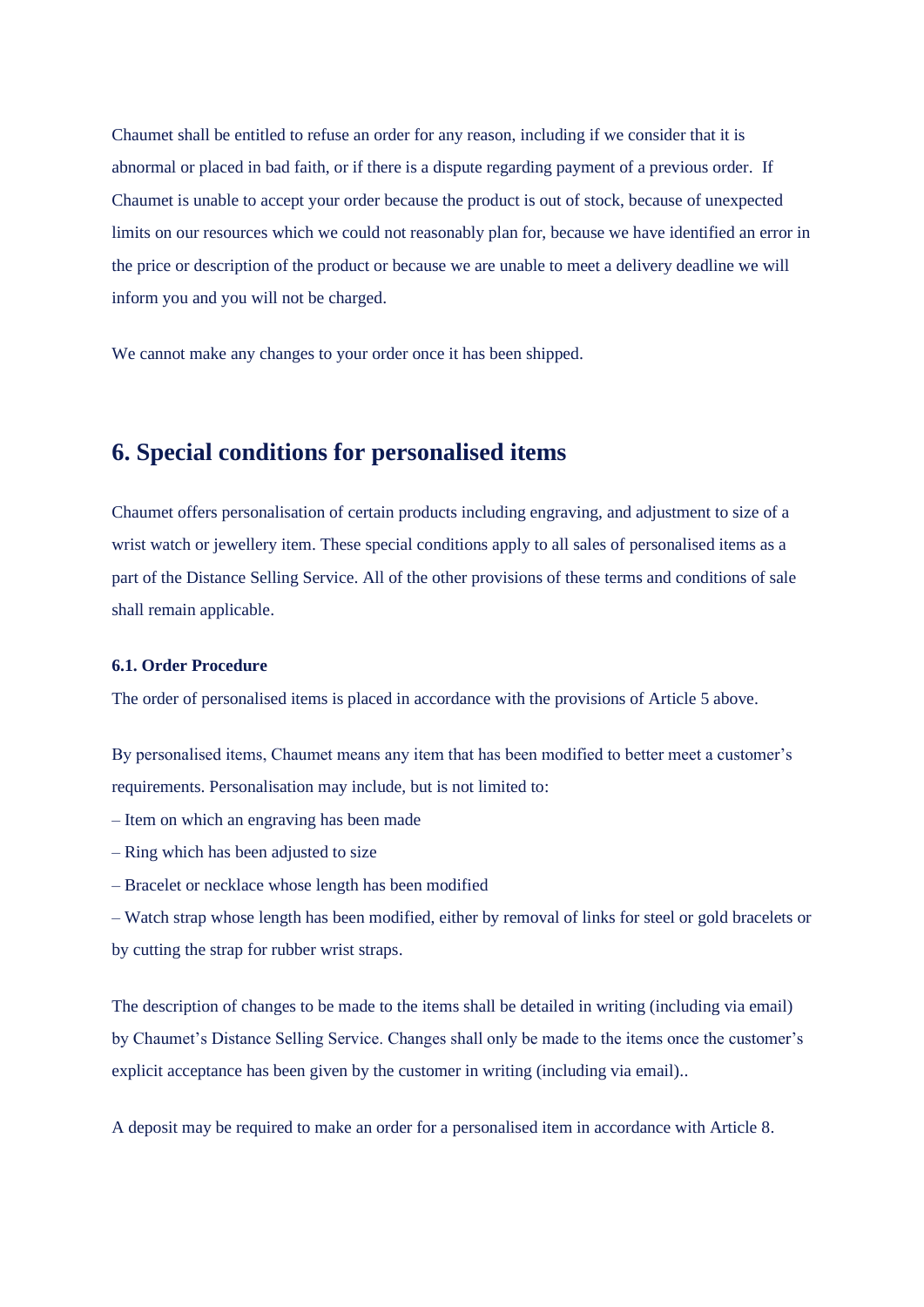Chaumet shall be entitled to refuse an order for any reason, including if we consider that it is abnormal or placed in bad faith, or if there is a dispute regarding payment of a previous order. If Chaumet is unable to accept your order because the product is out of stock, because of unexpected limits on our resources which we could not reasonably plan for, because we have identified an error in the price or description of the product or because we are unable to meet a delivery deadline we will inform you and you will not be charged.

We cannot make any changes to your order once it has been shipped.

## 6. Special conditions for personalised items

Chaumet offers personalisation of certain products including engraving, and adjustment to size of a wrist watch or jewellery item. These special conditions apply to all sales of personalised items as a part of the Distance Selling Service. All of the other provisions of these terms and conditions of sale shall remain applicable.

### 6.1. Order Procedure

The order of personalised items is placed in accordance with the provisions of Article 5 above.

By personalised items, Chaumet means any item that has been modified to better meet a customer's requirements. Personalisation may include, but is not limited to:

– Item on which an engraving has been made

– Ring which has been adjusted to size

– Bracelet or necklace whose length has been modified

– Watch strap whose length has been modified, either by removal of links for steel or gold bracelets or by cutting the strap for rubber wrist straps.

The description of changes to be made to the items shall be detailed in writing (including via email) by Chaumet's Distance Selling Service. Changes shall only be made to the items once the customer's explicit acceptance has been given by the customer in writing (including via email)..

A deposit may be required to make an order for a personalised item in accordance with Article 8.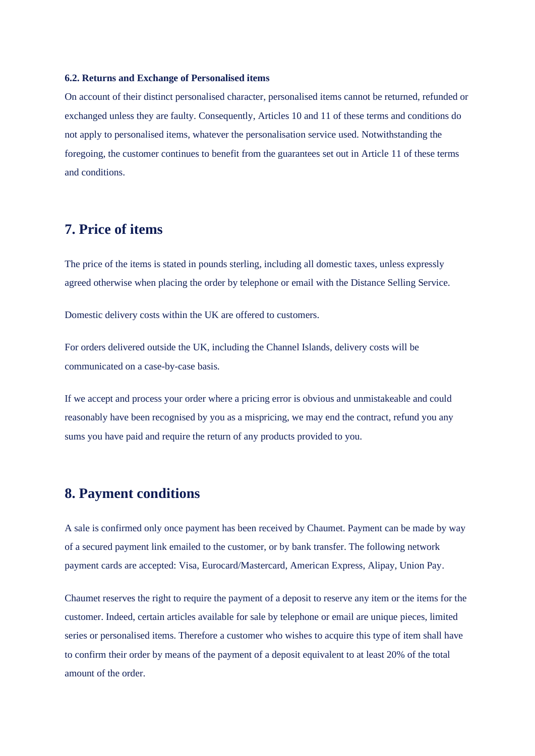#### 6.2. Returns and Exchange of Personalised items

On account of their distinct personalised character, personalised items cannot be returned, refunded or exchanged unless they are faulty. Consequently, Articles 10 and 11 of these terms and conditions do not apply to personalised items, whatever the personalisation service used. Notwithstanding the foregoing, the customer continues to benefit from the guarantees set out in Article 11 of these terms and conditions.

## 7. Price of items

The price of the items is stated in pounds sterling, including all domestic taxes, unless expressly agreed otherwise when placing the order by telephone or email with the Distance Selling Service.

Domestic delivery costs within the UK are offered to customers.

For orders delivered outside the UK, including the Channel Islands, delivery costs will be communicated on a case-by-case basis.

If we accept and process your order where a pricing error is obvious and unmistakeable and could reasonably have been recognised by you as a mispricing, we may end the contract, refund you any sums you have paid and require the return of any products provided to you.

## 8. Payment conditions

A sale is confirmed only once payment has been received by Chaumet. Payment can be made by way of a secured payment link emailed to the customer, or by bank transfer. The following network payment cards are accepted: Visa, Eurocard/Mastercard, American Express, Alipay, Union Pay.

Chaumet reserves the right to require the payment of a deposit to reserve any item or the items for the customer. Indeed, certain articles available for sale by telephone or email are unique pieces, limited series or personalised items. Therefore a customer who wishes to acquire this type of item shall have to confirm their order by means of the payment of a deposit equivalent to at least 20% of the total amount of the order.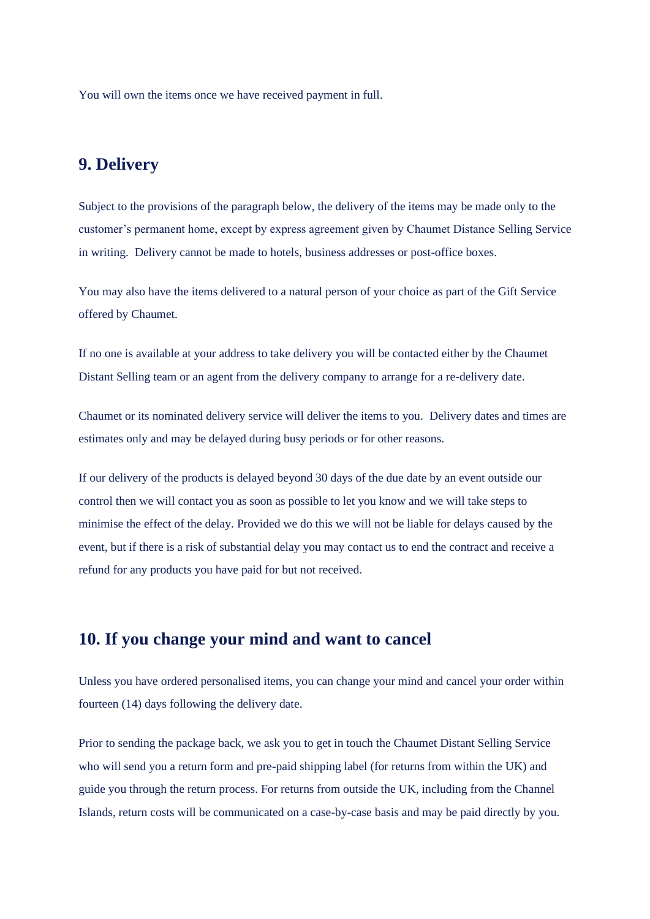You will own the items once we have received payment in full.

## 9. Delivery

Subject to the provisions of the paragraph below, the delivery of the items may be made only to the customer's permanent home, except by express agreement given by Chaumet Distance Selling Service in writing. Delivery cannot be made to hotels, business addresses or post-office boxes.

You may also have the items delivered to a natural person of your choice as part of the Gift Service offered by Chaumet.

If no one is available at your address to take delivery you will be contacted either by the Chaumet Distant Selling team or an agent from the delivery company to arrange for a re-delivery date.

Chaumet or its nominated delivery service will deliver the items to you. Delivery dates and times are estimates only and may be delayed during busy periods or for other reasons.

If our delivery of the products is delayed beyond 30 days of the due date by an event outside our control then we will contact you as soon as possible to let you know and we will take steps to minimise the effect of the delay. Provided we do this we will not be liable for delays caused by the event, but if there is a risk of substantial delay you may contact us to end the contract and receive a refund for any products you have paid for but not received.

## 10. If you change your mind and want to cancel

Unless you have ordered personalised items, you can change your mind and cancel your order within fourteen (14) days following the delivery date.

Prior to sending the package back, we ask you to get in touch the Chaumet Distant Selling Service who will send you a return form and pre-paid shipping label (for returns from within the UK) and guide you through the return process. For returns from outside the UK, including from the Channel Islands, return costs will be communicated on a case-by-case basis and may be paid directly by you.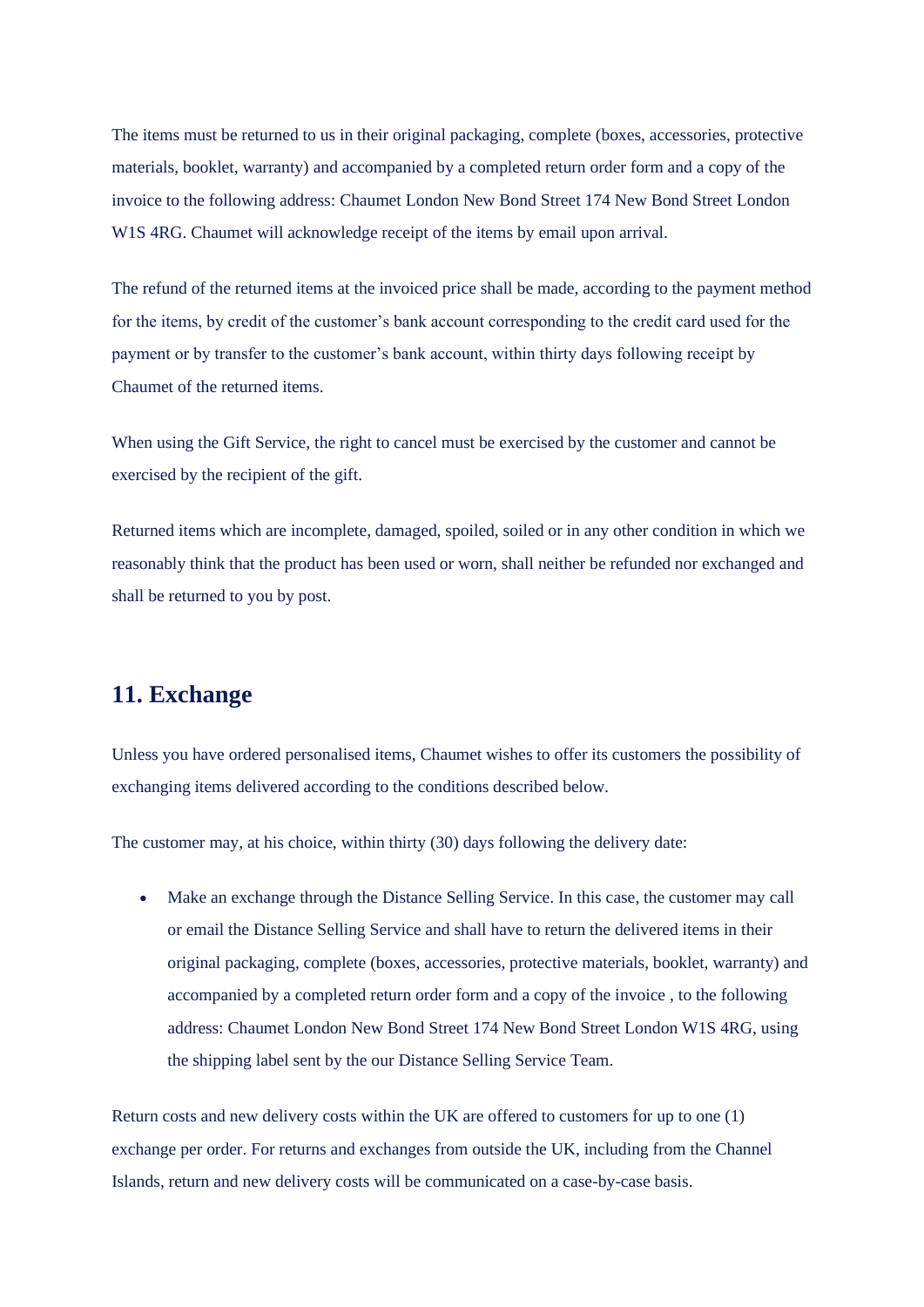The items must be returned to us in their original packaging, complete (boxes, accessories, protective materials, booklet, warranty) and accompanied by a completed return order form and a copy of the invoice to the following address: Chaumet London New Bond Street 174 New Bond Street London W1S 4RG. Chaumet will acknowledge receipt of the items by email upon arrival.

The refund of the returned items at the invoiced price shall be made, according to the payment method for the items, by credit of the customer's bank account corresponding to the credit card used for the payment or by transfer to the customer's bank account, within thirty days following receipt by Chaumet of the returned items.

When using the Gift Service, the right to cancel must be exercised by the customer and cannot be exercised by the recipient of the gift.

Returned items which are incomplete, damaged, spoiled, soiled or in any other condition in which we reasonably think that the product has been used or worn, shall neither be refunded nor exchanged and shall be returned to you by post.

## 11. Exchange

Unless you have ordered personalised items, Chaumet wishes to offer its customers the possibility of exchanging items delivered according to the conditions described below.

The customer may, at his choice, within thirty (30) days following the delivery date:

- Make an exchange through the Distance Selling Service. In this case, the customer may call or email the Distance Selling Service and shall have to return the delivered items in their original packaging, complete (boxes, accessories, protective materials, booklet, warranty) and accompanied by a completed return order form and a copy of the invoice , to the following address: Chaumet London New Bond Street 174 New Bond Street London W1S 4RG, using the shipping label sent by the our Distance Selling Service Team.

Return costs and new delivery costs within the UK are offered to customers for up to one (1) exchange per order. For returns and exchanges from outside the UK, including from the Channel Islands, return and new delivery costs will be communicated on a case-by-case basis.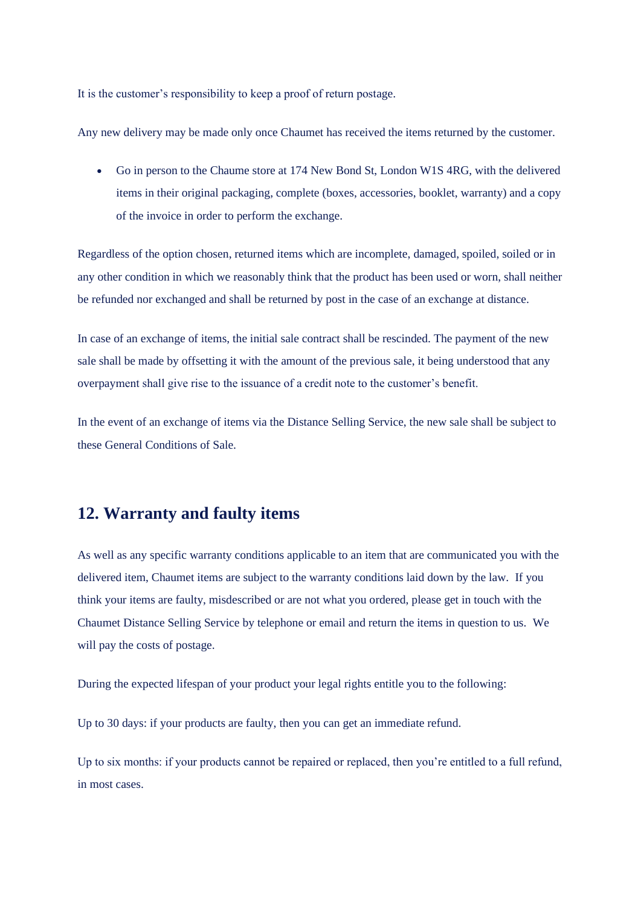It is the customer's responsibility to keep a proof of return postage.

Any new delivery may be made only once Chaumet has received the items returned by the customer.

- Go in person to the Chaume store at 174 New Bond St, London W1S 4RG, with the delivered items in their original packaging, complete (boxes, accessories, booklet, warranty) and a copy of the invoice in order to perform the exchange.

Regardless of the option chosen, returned items which are incomplete, damaged, spoiled, soiled or in any other condition in which we reasonably think that the product has been used or worn, shall neither be refunded nor exchanged and shall be returned by post in the case of an exchange at distance.

In case of an exchange of items, the initial sale contract shall be rescinded. The payment of the new sale shall be made by offsetting it with the amount of the previous sale, it being understood that any overpayment shall give rise to the issuance of a credit note to the customer's benefit.

In the event of an exchange of items via the Distance Selling Service, the new sale shall be subject to these General Conditions of Sale.

## 12. Warranty and faulty items

As well as any specific warranty conditions applicable to an item that are communicated you with the delivered item, Chaumet items are subject to the warranty conditions laid down by the law. If you think your items are faulty, misdescribed or are not what you ordered, please get in touch with the Chaumet Distance Selling Service by telephone or email and return the items in question to us. We will pay the costs of postage.

During the expected lifespan of your product your legal rights entitle you to the following:

Up to 30 days: if your products are faulty, then you can get an immediate refund.

Up to six months: if your products cannot be repaired or replaced, then you're entitled to a full refund, in most cases.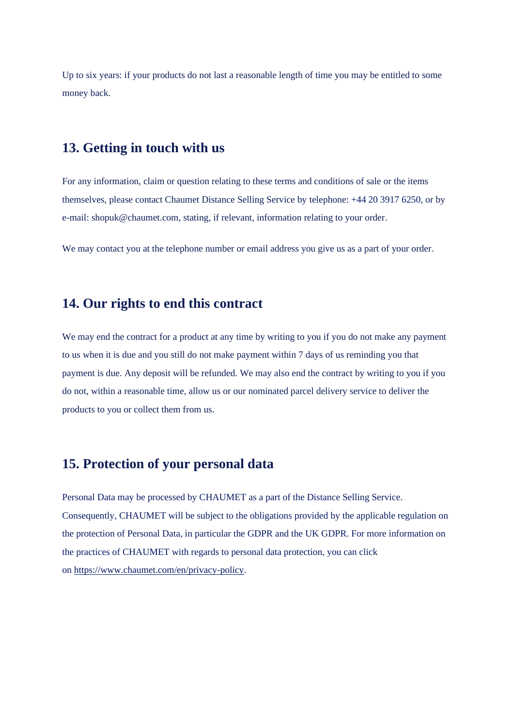Up to six years: if your products do not last a reasonable length of time you may be entitled to some money back.

## 13. Getting in touch with us

For any information, claim or question relating to these terms and conditions of sale or the items themselves, please contact Chaumet Distance Selling Service by telephone: +44 20 3917 6250, or by e-mail: shopuk@chaumet.com, stating, if relevant, information relating to your order.

We may contact you at the telephone number or email address you give us as a part of your order.

## 14. Our rights to end this contract

We may end the contract for a product at any time by writing to you if you do not make any payment to us when it is due and you still do not make payment within 7 days of us reminding you that payment is due. Any deposit will be refunded. We may also end the contract by writing to you if you do not, within a reasonable time, allow us or our nominated parcel delivery service to deliver the products to you or collect them from us.

## 15. Protection of your personal data

Personal Data may be processed by CHAUMET as a part of the Distance Selling Service. Consequently, CHAUMET will be subject to the obligations provided by the applicable regulation on the protection of Personal Data, in particular the GDPR and the UK GDPR. For more information on the practices of CHAUMET with regards to personal data protection, you can click on [https://www.chaumet.com/en/privacy-policy](https://www.chaumet.com/en/privacy-policy).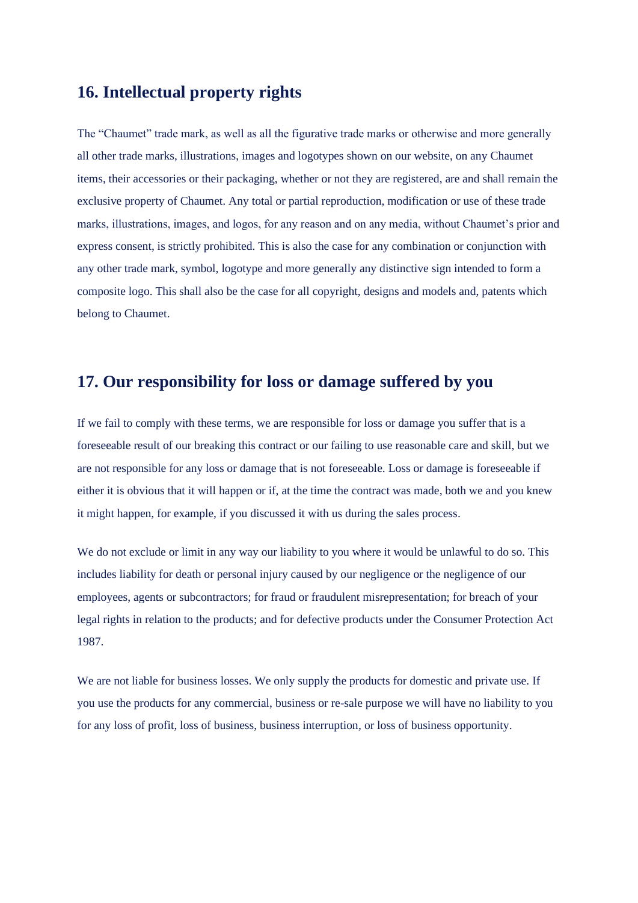## 16. Intellectual property rights

The "Chaumet" trade mark, as well as all the figurative trade marks or otherwise and more generally all other trade marks, illustrations, images and logotypes shown on our website, on any Chaumet items, their accessories or their packaging, whether or not they are registered, are and shall remain the exclusive property of Chaumet. Any total or partial reproduction, modification or use of these trade marks, illustrations, images, and logos, for any reason and on any media, without Chaumet's prior and express consent, is strictly prohibited. This is also the case for any combination or conjunction with any other trade mark, symbol, logotype and more generally any distinctive sign intended to form a composite logo. This shall also be the case for all copyright, designs and models and, patents which belong to Chaumet.

## 17. Our responsibility for loss or damage suffered by you

If we fail to comply with these terms, we are responsible for loss or damage you suffer that is a foreseeable result of our breaking this contract or our failing to use reasonable care and skill, but we are not responsible for any loss or damage that is not foreseeable. Loss or damage is foreseeable if either it is obvious that it will happen or if, at the time the contract was made, both we and you knew it might happen, for example, if you discussed it with us during the sales process.

We do not exclude or limit in any way our liability to you where it would be unlawful to do so. This includes liability for death or personal injury caused by our negligence or the negligence of our employees, agents or subcontractors; for fraud or fraudulent misrepresentation; for breach of your legal rights in relation to the products; and for defective products under the Consumer Protection Act 1987.

We are not liable for business losses. We only supply the products for domestic and private use. If you use the products for any commercial, business or re-sale purpose we will have no liability to you for any loss of profit, loss of business, business interruption, or loss of business opportunity.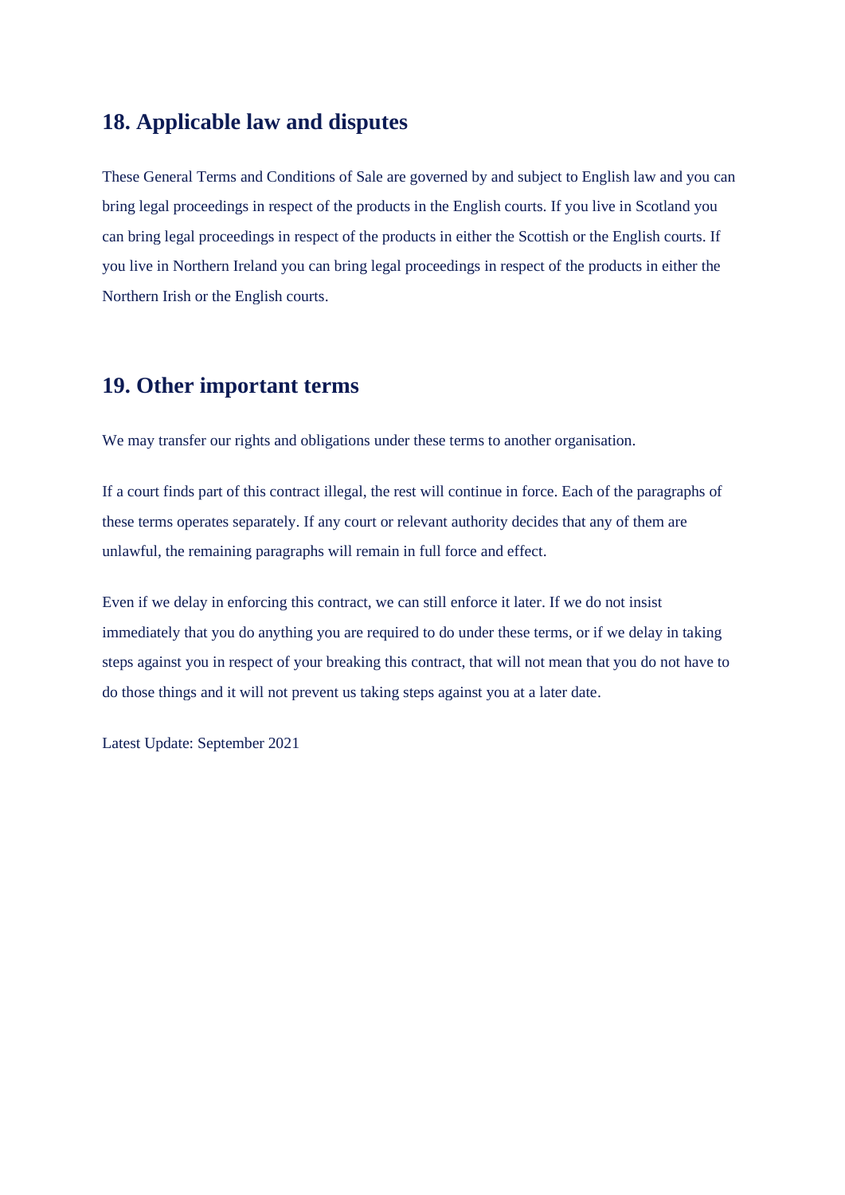## 18. Applicable law and disputes

These General Terms and Conditions of Sale are governed by and subject to English law and you can bring legal proceedings in respect of the products in the English courts. If you live in Scotland you can bring legal proceedings in respect of the products in either the Scottish or the English courts. If you live in Northern Ireland you can bring legal proceedings in respect of the products in either the Northern Irish or the English courts.

## 19. Other important terms

We may transfer our rights and obligations under these terms to another organisation.

If a court finds part of this contract illegal, the rest will continue in force. Each of the paragraphs of these terms operates separately. If any court or relevant authority decides that any of them are unlawful, the remaining paragraphs will remain in full force and effect.

Even if we delay in enforcing this contract, we can still enforce it later. If we do not insist immediately that you do anything you are required to do under these terms, or if we delay in taking steps against you in respect of your breaking this contract, that will not mean that you do not have to do those things and it will not prevent us taking steps against you at a later date.

Latest Update: September 2021